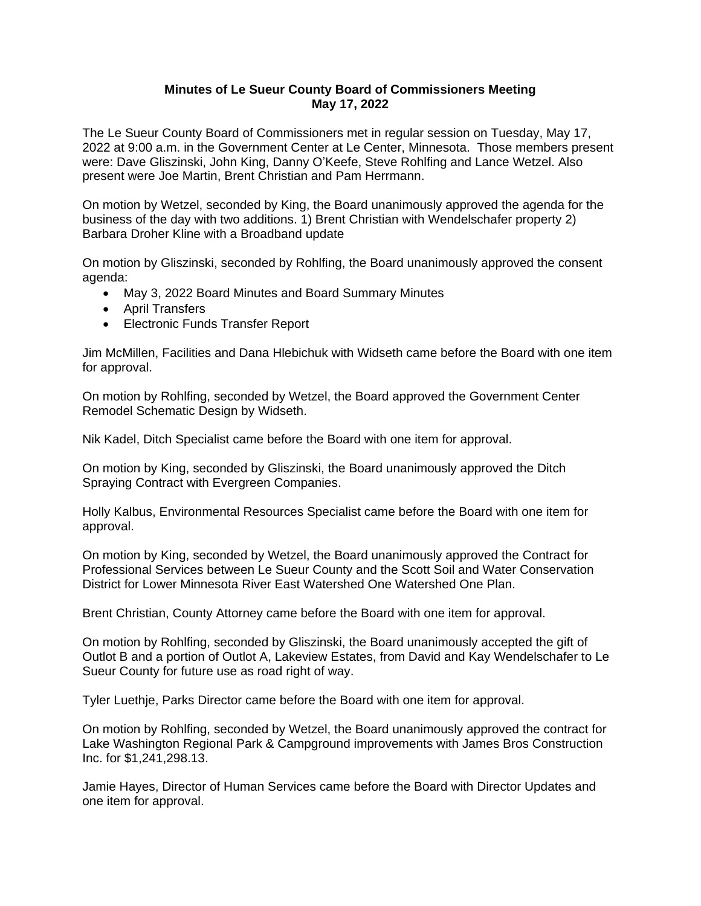# Minutes of Le Sueur County Board of Commissioners Meeting
## May 17, 2022

The Le Sueur County Board of Commissioners met in regular session on Tuesday, May 17, 2022 at 9:00 a.m. in the Government Center at Le Center, Minnesota. Those members present were: Dave Gliszinski, John King, Danny O'Keefe, Steve Rohlfing and Lance Wetzel. Also present were Joe Martin, Brent Christian and Pam Herrmann.

On motion by Wetzel, seconded by King, the Board unanimously approved the agenda for the business of the day with two additions. 1) Brent Christian with Wendelschafer property 2) Barbara Droher Kline with a Broadband update

On motion by Gliszinski, seconded by Rohlfing, the Board unanimously approved the consent agenda:

- May 3, 2022 Board Minutes and Board Summary Minutes
- April Transfers
- Electronic Funds Transfer Report

Jim McMillen, Facilities and Dana Hlebichuk with Widseth came before the Board with one item for approval.

On motion by Rohlfing, seconded by Wetzel, the Board approved the Government Center Remodel Schematic Design by Widseth.

Nik Kadel, Ditch Specialist came before the Board with one item for approval.

On motion by King, seconded by Gliszinski, the Board unanimously approved the Ditch Spraying Contract with Evergreen Companies.

Holly Kalbus, Environmental Resources Specialist came before the Board with one item for approval.

On motion by King, seconded by Wetzel, the Board unanimously approved the Contract for Professional Services between Le Sueur County and the Scott Soil and Water Conservation District for Lower Minnesota River East Watershed One Watershed One Plan.

Brent Christian, County Attorney came before the Board with one item for approval.

On motion by Rohlfing, seconded by Gliszinski, the Board unanimously accepted the gift of Outlot B and a portion of Outlot A, Lakeview Estates, from David and Kay Wendelschafer to Le Sueur County for future use as road right of way.

Tyler Luethje, Parks Director came before the Board with one item for approval.

On motion by Rohlfing, seconded by Wetzel, the Board unanimously approved the contract for Lake Washington Regional Park & Campground improvements with James Bros Construction Inc. for $1,241,298.13.

Jamie Hayes, Director of Human Services came before the Board with Director Updates and one item for approval.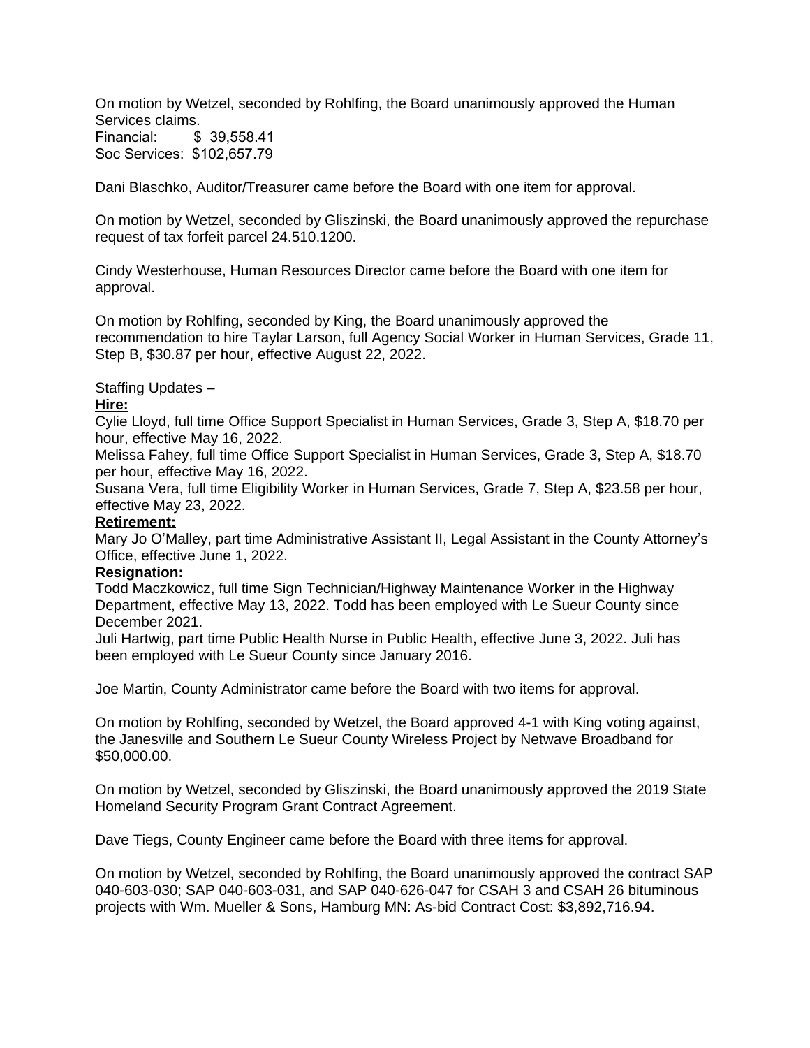On motion by Wetzel, seconded by Rohlfing, the Board unanimously approved the Human Services claims.
Financial: $ 39,558.41
Soc Services: $102,657.79

Dani Blaschko, Auditor/Treasurer came before the Board with one item for approval.

On motion by Wetzel, seconded by Gliszinski, the Board unanimously approved the repurchase request of tax forfeit parcel 24.510.1200.

Cindy Westerhouse, Human Resources Director came before the Board with one item for approval.

On motion by Rohlfing, seconded by King, the Board unanimously approved the recommendation to hire Taylar Larson, full Agency Social Worker in Human Services, Grade 11, Step B, $30.87 per hour, effective August 22, 2022.

Staffing Updates –

**Hire:**

Cylie Lloyd, full time Office Support Specialist in Human Services, Grade 3, Step A, $18.70 per hour, effective May 16, 2022.
Melissa Fahey, full time Office Support Specialist in Human Services, Grade 3, Step A, $18.70 per hour, effective May 16, 2022.
Susana Vera, full time Eligibility Worker in Human Services, Grade 7, Step A, $23.58 per hour, effective May 23, 2022.

**Retirement:**

Mary Jo O'Malley, part time Administrative Assistant II, Legal Assistant in the County Attorney's Office, effective June 1, 2022.

**Resignation:**

Todd Maczkowicz, full time Sign Technician/Highway Maintenance Worker in the Highway Department, effective May 13, 2022. Todd has been employed with Le Sueur County since December 2021.
Juli Hartwig, part time Public Health Nurse in Public Health, effective June 3, 2022. Juli has been employed with Le Sueur County since January 2016.

Joe Martin, County Administrator came before the Board with two items for approval.

On motion by Rohlfing, seconded by Wetzel, the Board approved 4-1 with King voting against, the Janesville and Southern Le Sueur County Wireless Project by Netwave Broadband for $50,000.00.

On motion by Wetzel, seconded by Gliszinski, the Board unanimously approved the 2019 State Homeland Security Program Grant Contract Agreement.

Dave Tiegs, County Engineer came before the Board with three items for approval.

On motion by Wetzel, seconded by Rohlfing, the Board unanimously approved the contract SAP 040-603-030; SAP 040-603-031, and SAP 040-626-047 for CSAH 3 and CSAH 26 bituminous projects with Wm. Mueller & Sons, Hamburg MN: As-bid Contract Cost: $3,892,716.94.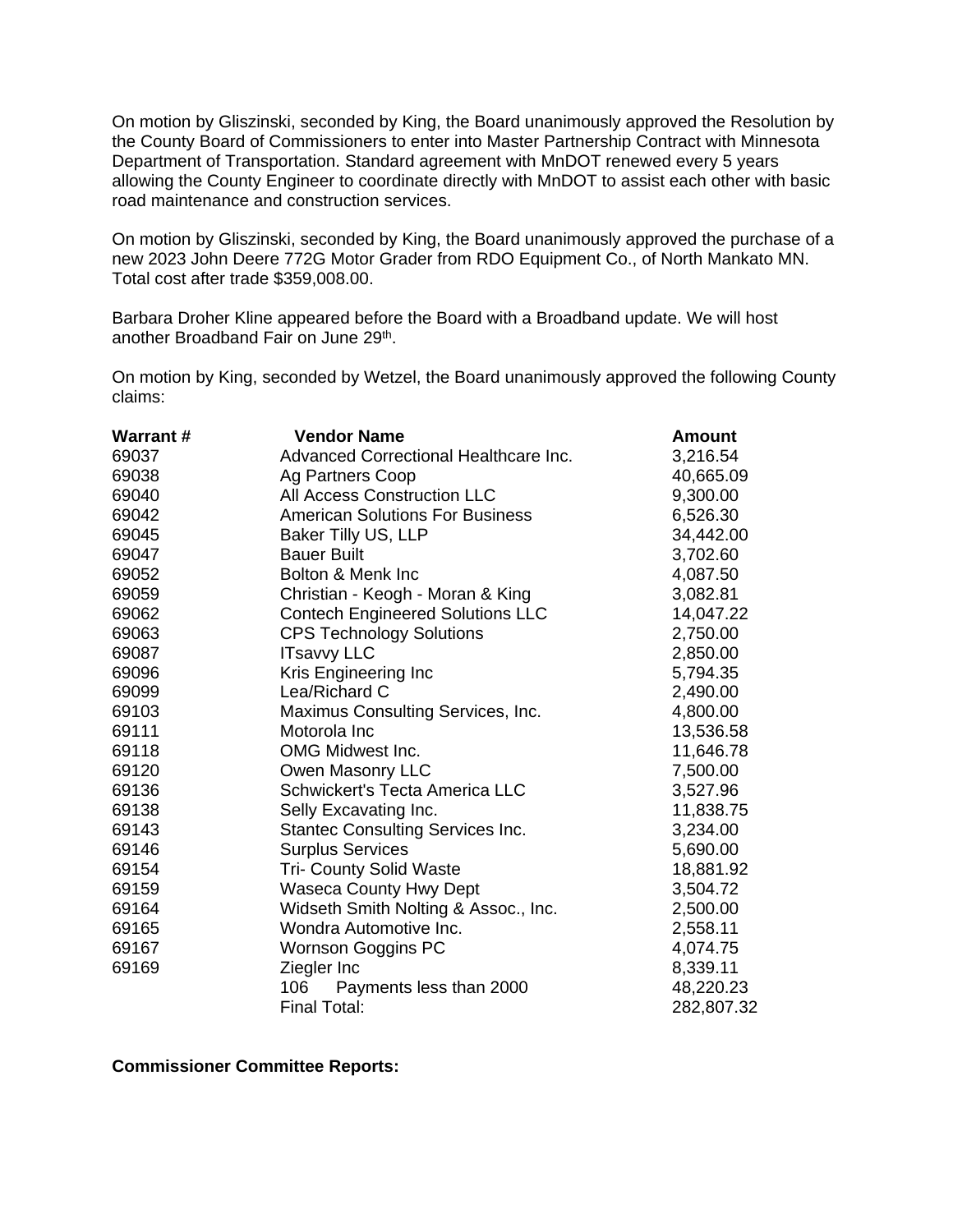On motion by Gliszinski, seconded by King, the Board unanimously approved the Resolution by the County Board of Commissioners to enter into Master Partnership Contract with Minnesota Department of Transportation. Standard agreement with MnDOT renewed every 5 years allowing the County Engineer to coordinate directly with MnDOT to assist each other with basic road maintenance and construction services.

On motion by Gliszinski, seconded by King, the Board unanimously approved the purchase of a new 2023 John Deere 772G Motor Grader from RDO Equipment Co., of North Mankato MN. Total cost after trade $359,008.00.

Barbara Droher Kline appeared before the Board with a Broadband update. We will host another Broadband Fair on June 29th.

On motion by King, seconded by Wetzel, the Board unanimously approved the following County claims:

| Warrant # | Vendor Name | Amount |
|---|---|---|
| 69037 | Advanced Correctional Healthcare Inc. | 3,216.54 |
| 69038 | Ag Partners Coop | 40,665.09 |
| 69040 | All Access Construction LLC | 9,300.00 |
| 69042 | American Solutions For Business | 6,526.30 |
| 69045 | Baker Tilly US, LLP | 34,442.00 |
| 69047 | Bauer Built | 3,702.60 |
| 69052 | Bolton & Menk Inc | 4,087.50 |
| 69059 | Christian - Keogh - Moran & King | 3,082.81 |
| 69062 | Contech Engineered Solutions LLC | 14,047.22 |
| 69063 | CPS Technology Solutions | 2,750.00 |
| 69087 | ITsavvy LLC | 2,850.00 |
| 69096 | Kris Engineering Inc | 5,794.35 |
| 69099 | Lea/Richard C | 2,490.00 |
| 69103 | Maximus Consulting Services, Inc. | 4,800.00 |
| 69111 | Motorola Inc | 13,536.58 |
| 69118 | OMG Midwest Inc. | 11,646.78 |
| 69120 | Owen Masonry LLC | 7,500.00 |
| 69136 | Schwickert's Tecta America LLC | 3,527.96 |
| 69138 | Selly Excavating Inc. | 11,838.75 |
| 69143 | Stantec Consulting Services Inc. | 3,234.00 |
| 69146 | Surplus Services | 5,690.00 |
| 69154 | Tri- County Solid Waste | 18,881.92 |
| 69159 | Waseca County Hwy Dept | 3,504.72 |
| 69164 | Widseth Smith Nolting & Assoc., Inc. | 2,500.00 |
| 69165 | Wondra Automotive Inc. | 2,558.11 |
| 69167 | Wornson Goggins PC | 4,074.75 |
| 69169 | Ziegler Inc | 8,339.11 |
| | 106 Payments less than 2000 | 48,220.23 |
| | Final Total: | 282,807.32 |

**Commissioner Committee Reports:**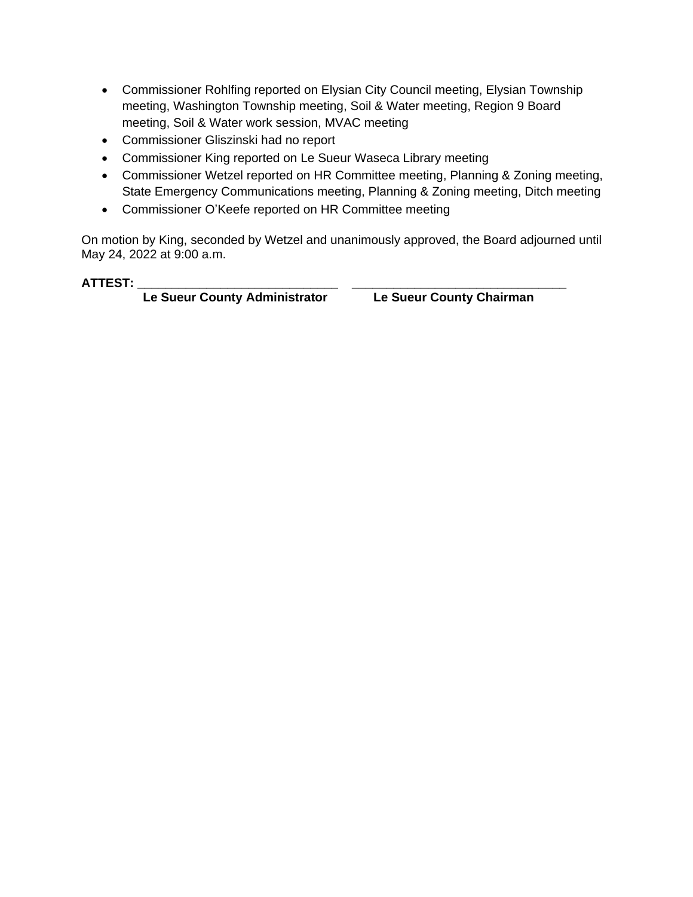- Commissioner Rohlfing reported on Elysian City Council meeting, Elysian Township meeting, Washington Township meeting, Soil & Water meeting, Region 9 Board meeting, Soil & Water work session, MVAC meeting
- Commissioner Gliszinski had no report
- Commissioner King reported on Le Sueur Waseca Library meeting
- Commissioner Wetzel reported on HR Committee meeting, Planning & Zoning meeting, State Emergency Communications meeting, Planning & Zoning meeting, Ditch meeting
- Commissioner O'Keefe reported on HR Committee meeting

On motion by King, seconded by Wetzel and unanimously approved, the Board adjourned until May 24, 2022 at 9:00 a.m.

**ATTEST:** ______________________________ ______________________________

**Le Sueur County Administrator** **Le Sueur County Chairman**